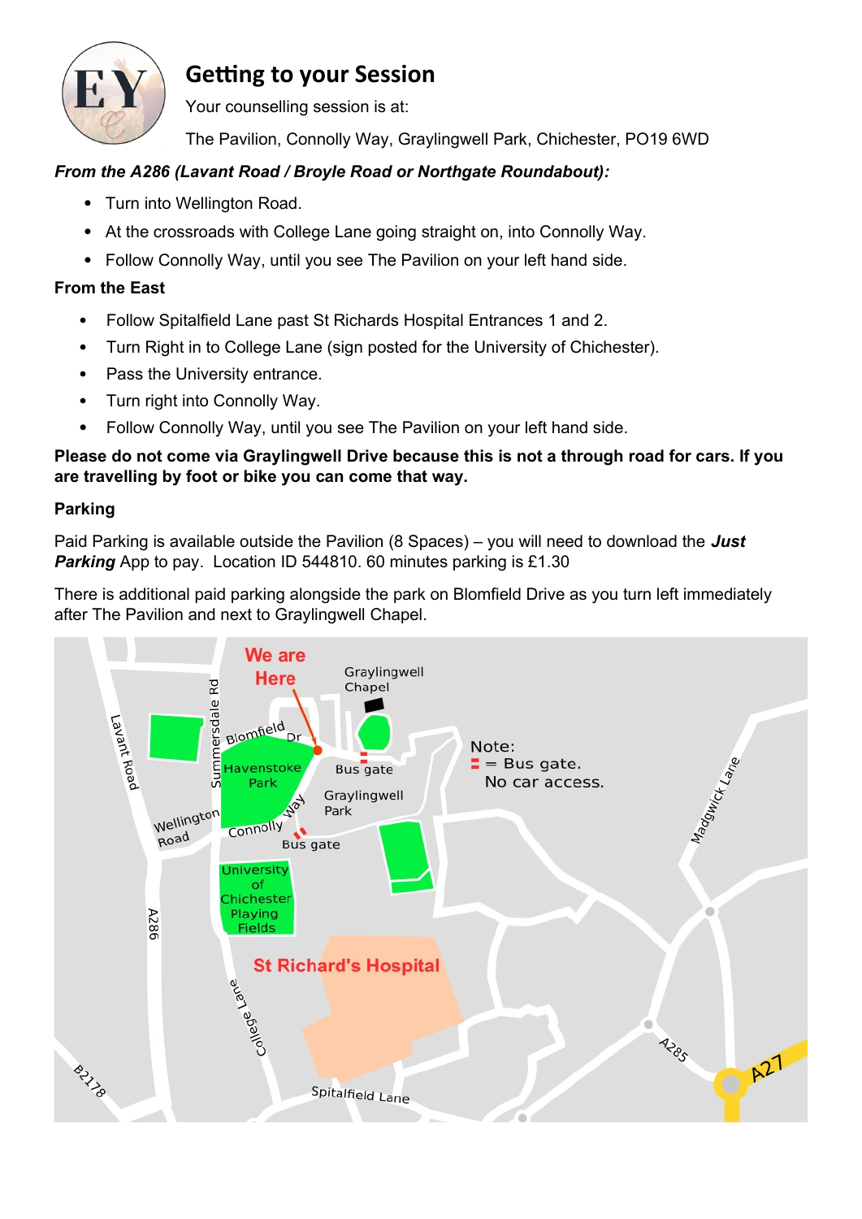# Getting to your Session

Your counselling session is at:

The Pavilion, Connolly Way, Graylingwell Park, Chichester, PO19 6WD

***From the A286 (Lavant Road / Broyle Road or Northgate Roundabout):***

- Turn into Wellington Road.
- At the crossroads with College Lane going straight on, into Connolly Way.
- Follow Connolly Way, until you see The Pavilion on your left hand side.

**From the East**

- Follow Spitalfield Lane past St Richards Hospital Entrances 1 and 2.
- Turn Right in to College Lane (sign posted for the University of Chichester).
- Pass the University entrance.
- Turn right into Connolly Way.
- Follow Connolly Way, until you see The Pavilion on your left hand side.

**Please do not come via Graylingwell Drive because this is not a through road for cars. If you are travelling by foot or bike you can come that way.**

**Parking**

Paid Parking is available outside the Pavilion (8 Spaces) – you will need to download the ***Just Parking*** App to pay. Location ID 544810. 60 minutes parking is £1.30

There is additional paid parking alongside the park on Blomfield Drive as you turn left immediately after The Pavilion and next to Graylingwell Chapel.

We are Here

Graylingwell Chapel

Note: = Bus gate. No car access.

Lavant Road | Summersdale Rd | Blomfield Dr | Havenstoke Park | Bus gate | Graylingwell Park | Wellington Road | Connolly Way | Bus gate | Madgwick Lane | University of Chichester Playing Fields | A286 | St Richard's Hospital | College Lane | A285 | A27 | B2178 | Spitalfield Lane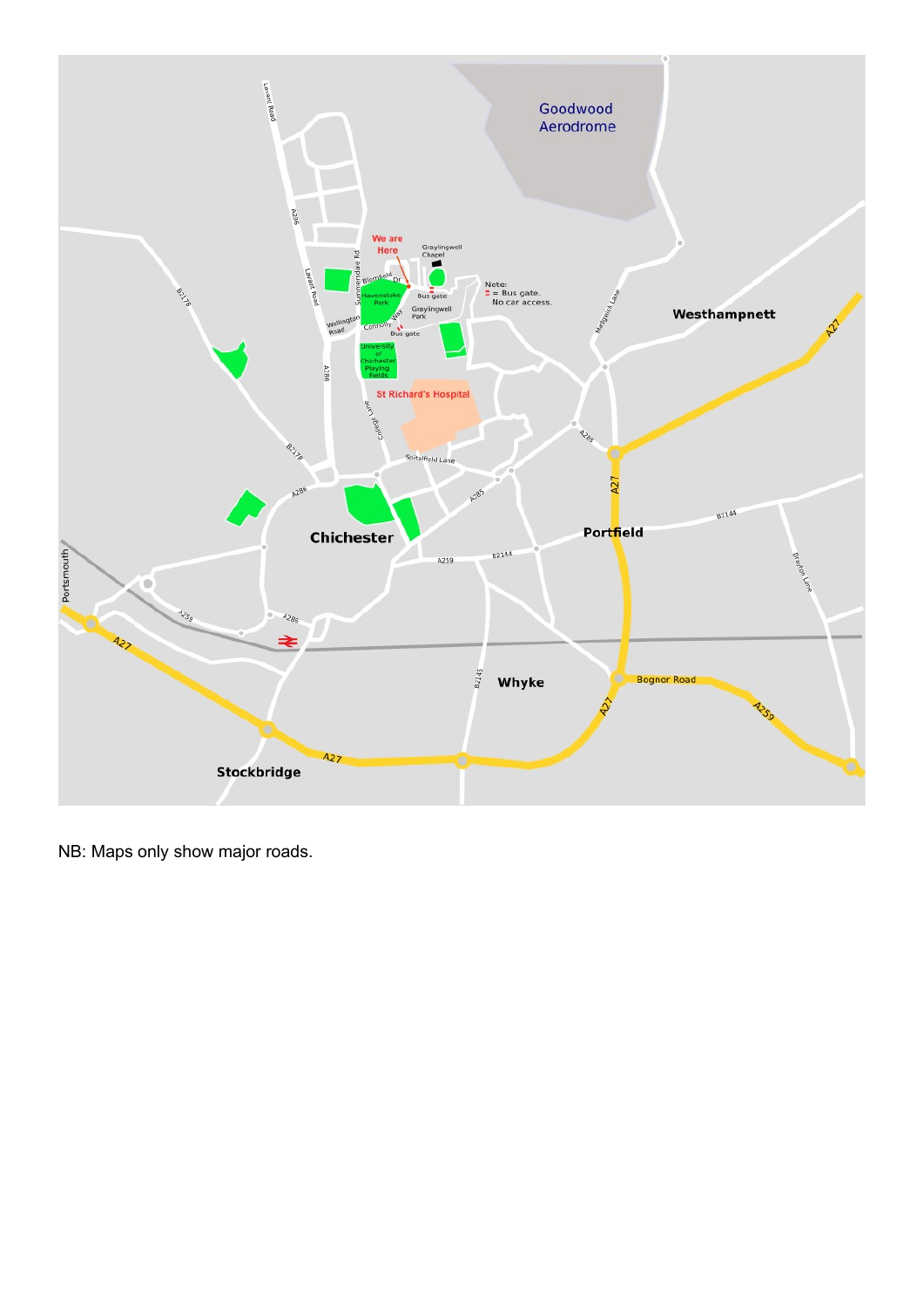Goodwood Aerodrome

We are Here

Graylingwell Chapel

Note:
= Bus gate.
No car access.

Westhampnett

Lavant Road

A286

B2178

Summersdale Rd

Blomfield Dr

Lavant Road

Wellington Road

Bus gate

Graylingwell Park

Connolly Way

Bus gate

University of Chichester Playing Fields

Merston Lane

A286

St Richard's Hospital

College Lane

A285

Spitalfield Lane

A27

A286

B2178

Chichester

A285

Portfield

B2144

A259

B2144

Portsmouth

A259

A285

Drayton Lane

B2145

Whyke

Bognor Road

A27

A259

A27

A27

Stockbridge

NB: Maps only show major roads.